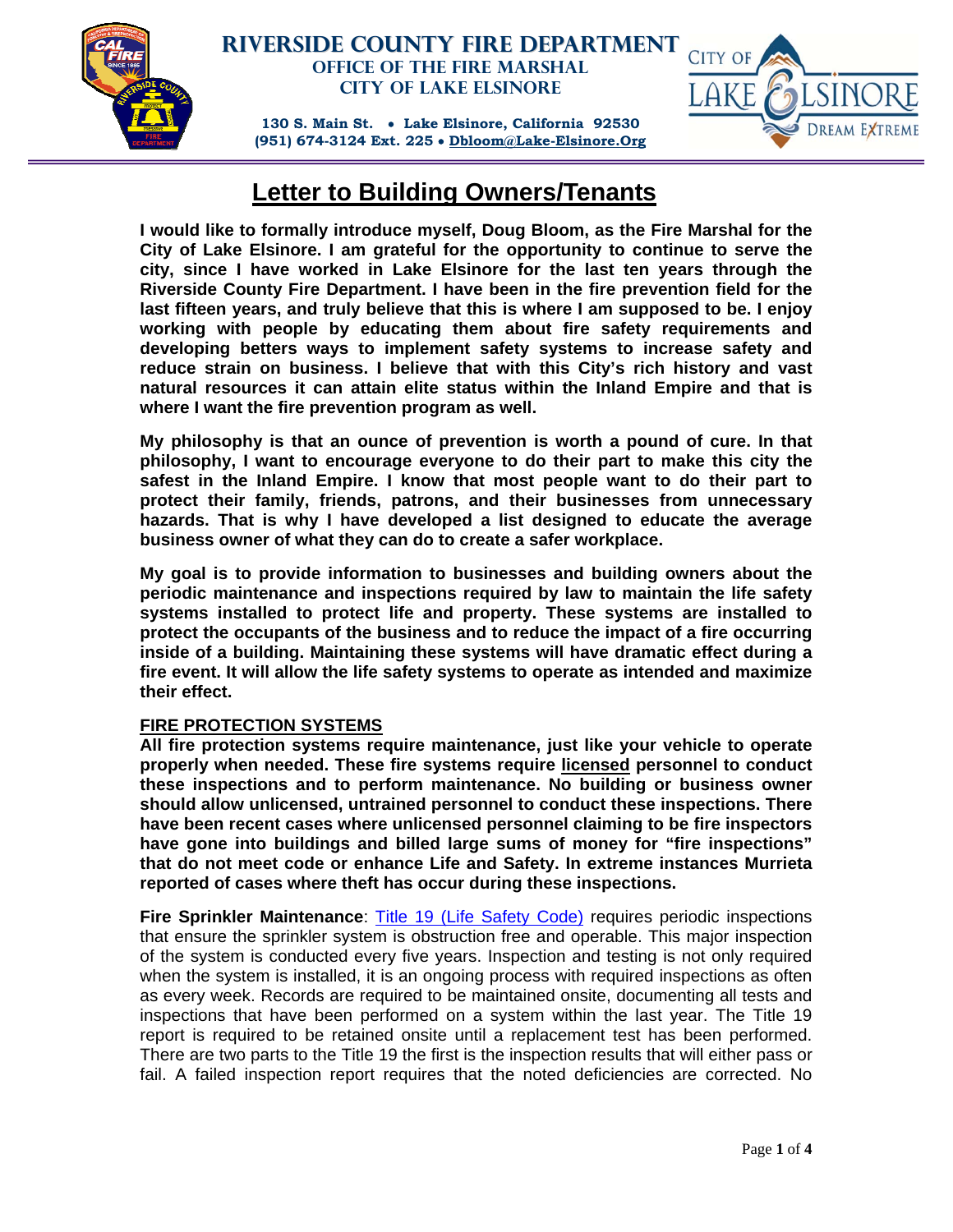**RIVERSIDE COUNTY FIRE DEPARTMENT**
**OFFICE OF THE FIRE MARSHAL**
**CITY OF LAKE ELSINORE**

**130 S. Main St. • Lake Elsinore, California 92530**
**(951) 674-3124 Ext. 225 • Dbloom@Lake-Elsinore.Org**

# Letter to Building Owners/Tenants

**I would like to formally introduce myself, Doug Bloom, as the Fire Marshal for the City of Lake Elsinore. I am grateful for the opportunity to continue to serve the city, since I have worked in Lake Elsinore for the last ten years through the Riverside County Fire Department. I have been in the fire prevention field for the last fifteen years, and truly believe that this is where I am supposed to be. I enjoy working with people by educating them about fire safety requirements and developing betters ways to implement safety systems to increase safety and reduce strain on business. I believe that with this City's rich history and vast natural resources it can attain elite status within the Inland Empire and that is where I want the fire prevention program as well.**

**My philosophy is that an ounce of prevention is worth a pound of cure. In that philosophy, I want to encourage everyone to do their part to make this city the safest in the Inland Empire. I know that most people want to do their part to protect their family, friends, patrons, and their businesses from unnecessary hazards. That is why I have developed a list designed to educate the average business owner of what they can do to create a safer workplace.**

**My goal is to provide information to businesses and building owners about the periodic maintenance and inspections required by law to maintain the life safety systems installed to protect life and property. These systems are installed to protect the occupants of the business and to reduce the impact of a fire occurring inside of a building. Maintaining these systems will have dramatic effect during a fire event. It will allow the life safety systems to operate as intended and maximize their effect.**

## FIRE PROTECTION SYSTEMS

**All fire protection systems require maintenance, just like your vehicle to operate properly when needed. These fire systems require licensed personnel to conduct these inspections and to perform maintenance. No building or business owner should allow unlicensed, untrained personnel to conduct these inspections. There have been recent cases where unlicensed personnel claiming to be fire inspectors have gone into buildings and billed large sums of money for "fire inspections" that do not meet code or enhance Life and Safety. In extreme instances Murrieta reported of cases where theft has occur during these inspections.**

**Fire Sprinkler Maintenance**: Title 19 (Life Safety Code) requires periodic inspections that ensure the sprinkler system is obstruction free and operable. This major inspection of the system is conducted every five years. Inspection and testing is not only required when the system is installed, it is an ongoing process with required inspections as often as every week. Records are required to be maintained onsite, documenting all tests and inspections that have been performed on a system within the last year. The Title 19 report is required to be retained onsite until a replacement test has been performed. There are two parts to the Title 19 the first is the inspection results that will either pass or fail. A failed inspection report requires that the noted deficiencies are corrected. No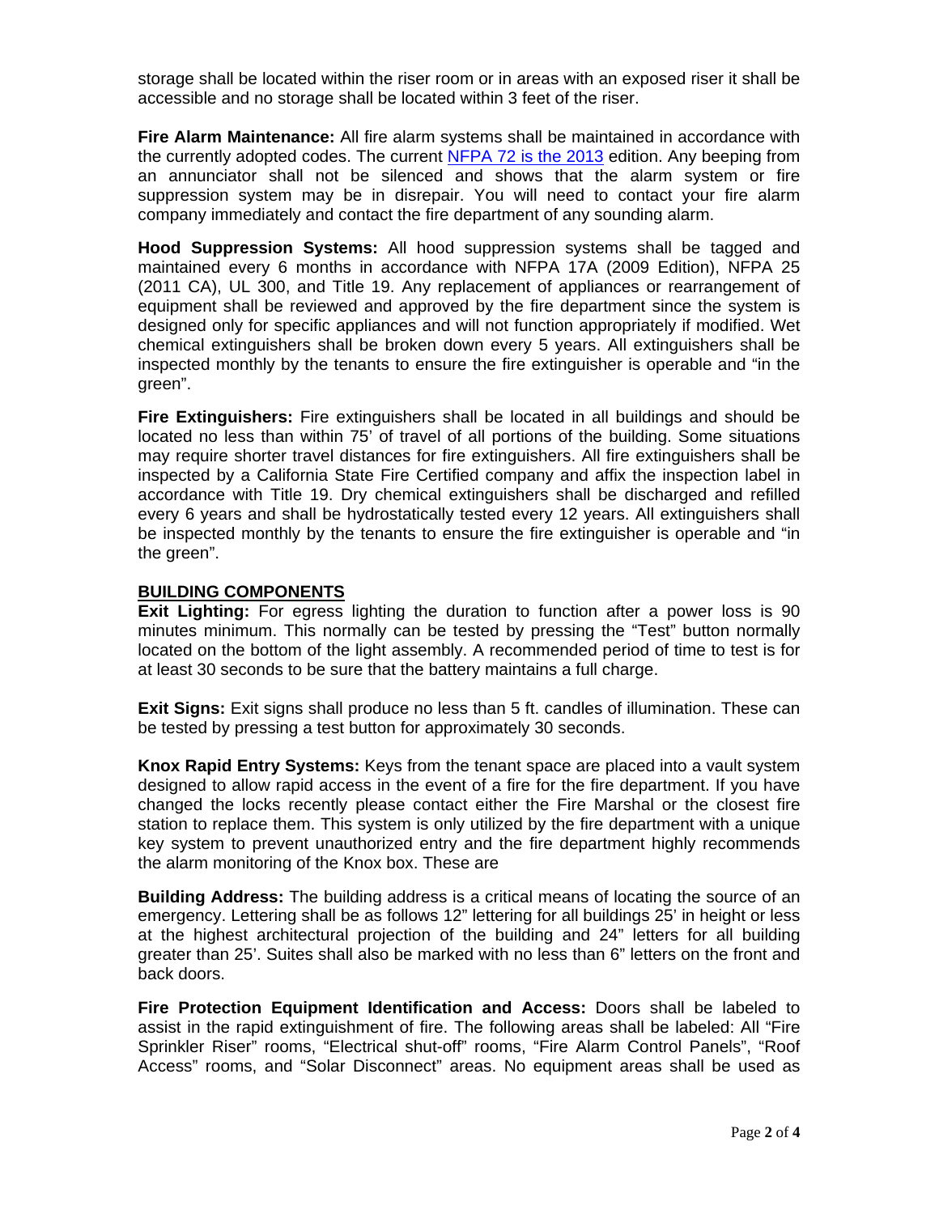storage shall be located within the riser room or in areas with an exposed riser it shall be accessible and no storage shall be located within 3 feet of the riser.

**Fire Alarm Maintenance:** All fire alarm systems shall be maintained in accordance with the currently adopted codes. The current NFPA 72 is the 2013 edition. Any beeping from an annunciator shall not be silenced and shows that the alarm system or fire suppression system may be in disrepair. You will need to contact your fire alarm company immediately and contact the fire department of any sounding alarm.

**Hood Suppression Systems:** All hood suppression systems shall be tagged and maintained every 6 months in accordance with NFPA 17A (2009 Edition), NFPA 25 (2011 CA), UL 300, and Title 19. Any replacement of appliances or rearrangement of equipment shall be reviewed and approved by the fire department since the system is designed only for specific appliances and will not function appropriately if modified. Wet chemical extinguishers shall be broken down every 5 years. All extinguishers shall be inspected monthly by the tenants to ensure the fire extinguisher is operable and "in the green".

**Fire Extinguishers:** Fire extinguishers shall be located in all buildings and should be located no less than within 75' of travel of all portions of the building. Some situations may require shorter travel distances for fire extinguishers. All fire extinguishers shall be inspected by a California State Fire Certified company and affix the inspection label in accordance with Title 19. Dry chemical extinguishers shall be discharged and refilled every 6 years and shall be hydrostatically tested every 12 years. All extinguishers shall be inspected monthly by the tenants to ensure the fire extinguisher is operable and "in the green".

## BUILDING COMPONENTS

**Exit Lighting:** For egress lighting the duration to function after a power loss is 90 minutes minimum. This normally can be tested by pressing the "Test" button normally located on the bottom of the light assembly. A recommended period of time to test is for at least 30 seconds to be sure that the battery maintains a full charge.

**Exit Signs:** Exit signs shall produce no less than 5 ft. candles of illumination. These can be tested by pressing a test button for approximately 30 seconds.

**Knox Rapid Entry Systems:** Keys from the tenant space are placed into a vault system designed to allow rapid access in the event of a fire for the fire department. If you have changed the locks recently please contact either the Fire Marshal or the closest fire station to replace them. This system is only utilized by the fire department with a unique key system to prevent unauthorized entry and the fire department highly recommends the alarm monitoring of the Knox box. These are

**Building Address:** The building address is a critical means of locating the source of an emergency. Lettering shall be as follows 12" lettering for all buildings 25' in height or less at the highest architectural projection of the building and 24" letters for all building greater than 25'. Suites shall also be marked with no less than 6" letters on the front and back doors.

**Fire Protection Equipment Identification and Access:** Doors shall be labeled to assist in the rapid extinguishment of fire. The following areas shall be labeled: All "Fire Sprinkler Riser" rooms, "Electrical shut-off" rooms, "Fire Alarm Control Panels", "Roof Access" rooms, and "Solar Disconnect" areas. No equipment areas shall be used as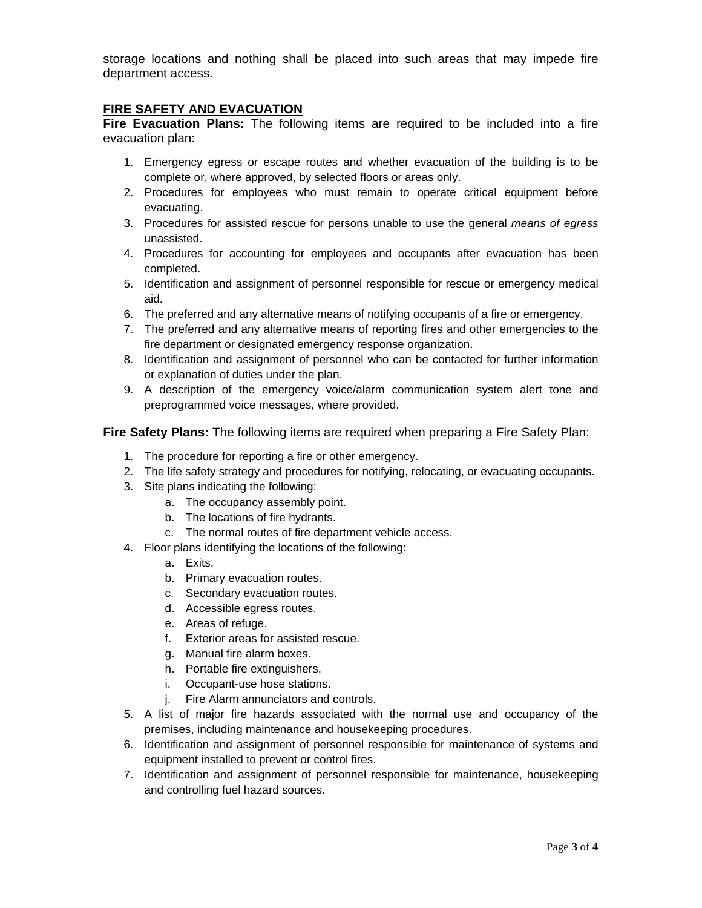storage locations and nothing shall be placed into such areas that may impede fire department access.

## FIRE SAFETY AND EVACUATION

**Fire Evacuation Plans:** The following items are required to be included into a fire evacuation plan:

1. Emergency egress or escape routes and whether evacuation of the building is to be complete or, where approved, by selected floors or areas only.
2. Procedures for employees who must remain to operate critical equipment before evacuating.
3. Procedures for assisted rescue for persons unable to use the general *means of egress* unassisted.
4. Procedures for accounting for employees and occupants after evacuation has been completed.
5. Identification and assignment of personnel responsible for rescue or emergency medical aid.
6. The preferred and any alternative means of notifying occupants of a fire or emergency.
7. The preferred and any alternative means of reporting fires and other emergencies to the fire department or designated emergency response organization.
8. Identification and assignment of personnel who can be contacted for further information or explanation of duties under the plan.
9. A description of the emergency voice/alarm communication system alert tone and preprogrammed voice messages, where provided.

**Fire Safety Plans:** The following items are required when preparing a Fire Safety Plan:

1. The procedure for reporting a fire or other emergency.
2. The life safety strategy and procedures for notifying, relocating, or evacuating occupants.
3. Site plans indicating the following:
    a. The occupancy assembly point.
    b. The locations of fire hydrants.
    c. The normal routes of fire department vehicle access.
4. Floor plans identifying the locations of the following:
    a. Exits.
    b. Primary evacuation routes.
    c. Secondary evacuation routes.
    d. Accessible egress routes.
    e. Areas of refuge.
    f. Exterior areas for assisted rescue.
    g. Manual fire alarm boxes.
    h. Portable fire extinguishers.
    i. Occupant-use hose stations.
    j. Fire Alarm annunciators and controls.
5. A list of major fire hazards associated with the normal use and occupancy of the premises, including maintenance and housekeeping procedures.
6. Identification and assignment of personnel responsible for maintenance of systems and equipment installed to prevent or control fires.
7. Identification and assignment of personnel responsible for maintenance, housekeeping and controlling fuel hazard sources.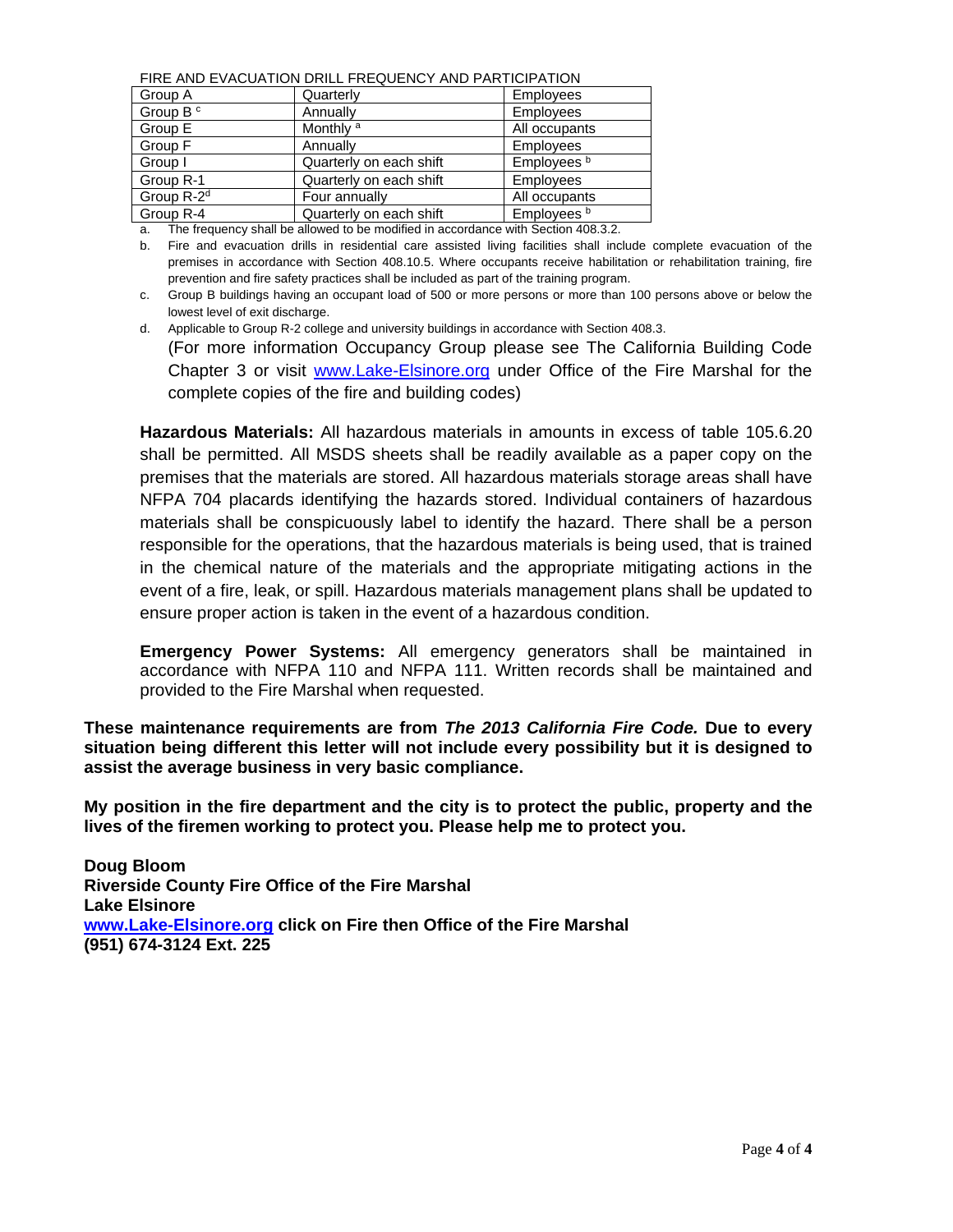FIRE AND EVACUATION DRILL FREQUENCY AND PARTICIPATION

| | | |
|---|---|---|
| Group A | Quarterly | Employees |
| Group B [c] | Annually | Employees |
| Group E | Monthly [a] | All occupants |
| Group F | Annually | Employees |
| Group I | Quarterly on each shift | Employees [b] |
| Group R-1 | Quarterly on each shift | Employees |
| Group R-2[d] | Four annually | All occupants |
| Group R-4 | Quarterly on each shift | Employees [b] |

a. The frequency shall be allowed to be modified in accordance with Section 408.3.2.

b. Fire and evacuation drills in residential care assisted living facilities shall include complete evacuation of the premises in accordance with Section 408.10.5. Where occupants receive habilitation or rehabilitation training, fire prevention and fire safety practices shall be included as part of the training program.

c. Group B buildings having an occupant load of 500 or more persons or more than 100 persons above or below the lowest level of exit discharge.

d. Applicable to Group R-2 college and university buildings in accordance with Section 408.3.

(For more information Occupancy Group please see The California Building Code Chapter 3 or visit www.Lake-Elsinore.org under Office of the Fire Marshal for the complete copies of the fire and building codes)

**Hazardous Materials:** All hazardous materials in amounts in excess of table 105.6.20 shall be permitted. All MSDS sheets shall be readily available as a paper copy on the premises that the materials are stored. All hazardous materials storage areas shall have NFPA 704 placards identifying the hazards stored. Individual containers of hazardous materials shall be conspicuously label to identify the hazard. There shall be a person responsible for the operations, that the hazardous materials is being used, that is trained in the chemical nature of the materials and the appropriate mitigating actions in the event of a fire, leak, or spill. Hazardous materials management plans shall be updated to ensure proper action is taken in the event of a hazardous condition.

**Emergency Power Systems:** All emergency generators shall be maintained in accordance with NFPA 110 and NFPA 111. Written records shall be maintained and provided to the Fire Marshal when requested.

**These maintenance requirements are from *The 2013 California Fire Code.* Due to every situation being different this letter will not include every possibility but it is designed to assist the average business in very basic compliance.**

**My position in the fire department and the city is to protect the public, property and the lives of the firemen working to protect you. Please help me to protect you.**

**Doug Bloom**
**Riverside County Fire Office of the Fire Marshal**
**Lake Elsinore**
**www.Lake-Elsinore.org click on Fire then Office of the Fire Marshal**
**(951) 674-3124 Ext. 225**